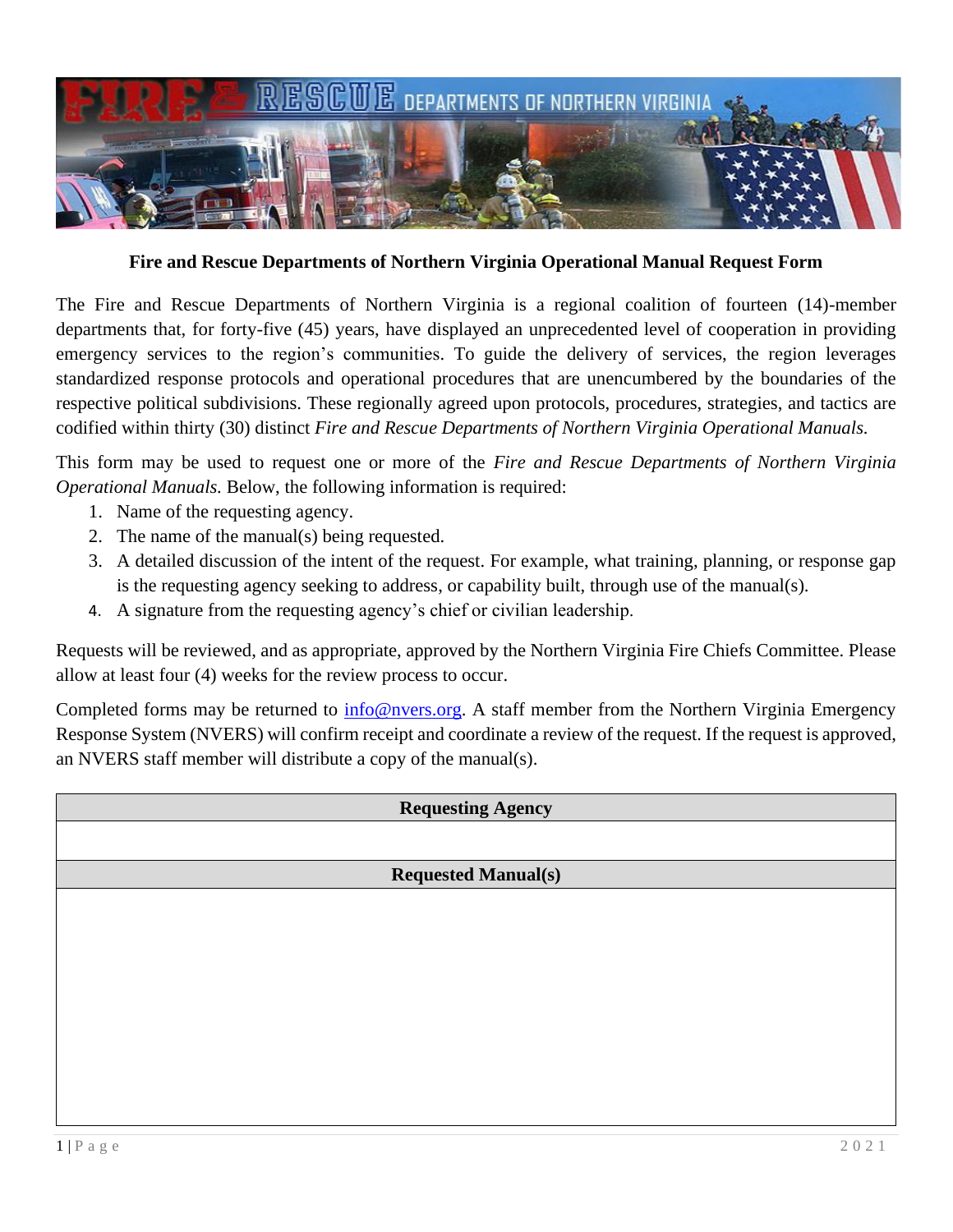**Fire and Rescue Departments of Northern Virginia Operational Manual Request Form**

The Fire and Rescue Departments of Northern Virginia is a regional coalition of fourteen (14)-member departments that, for forty-five (45) years, have displayed an unprecedented level of cooperation in providing emergency services to the region's communities. To guide the delivery of services, the region leverages standardized response protocols and operational procedures that are unencumbered by the boundaries of the respective political subdivisions. These regionally agreed upon protocols, procedures, strategies, and tactics are codified within thirty (30) distinct *Fire and Rescue Departments of Northern Virginia Operational Manuals.*

This form may be used to request one or more of the *Fire and Rescue Departments of Northern Virginia Operational Manuals.* Below, the following information is required:

1. Name of the requesting agency.
2. The name of the manual(s) being requested.
3. A detailed discussion of the intent of the request. For example, what training, planning, or response gap is the requesting agency seeking to address, or capability built, through use of the manual(s).
4. A signature from the requesting agency's chief or civilian leadership.

Requests will be reviewed, and as appropriate, approved by the Northern Virginia Fire Chiefs Committee. Please allow at least four (4) weeks for the review process to occur.

Completed forms may be returned to info@nvers.org. A staff member from the Northern Virginia Emergency Response System (NVERS) will confirm receipt and coordinate a review of the request. If the request is approved, an NVERS staff member will distribute a copy of the manual(s).

| Requesting Agency |
|---|
| |
| **Requested Manual(s)** |
| |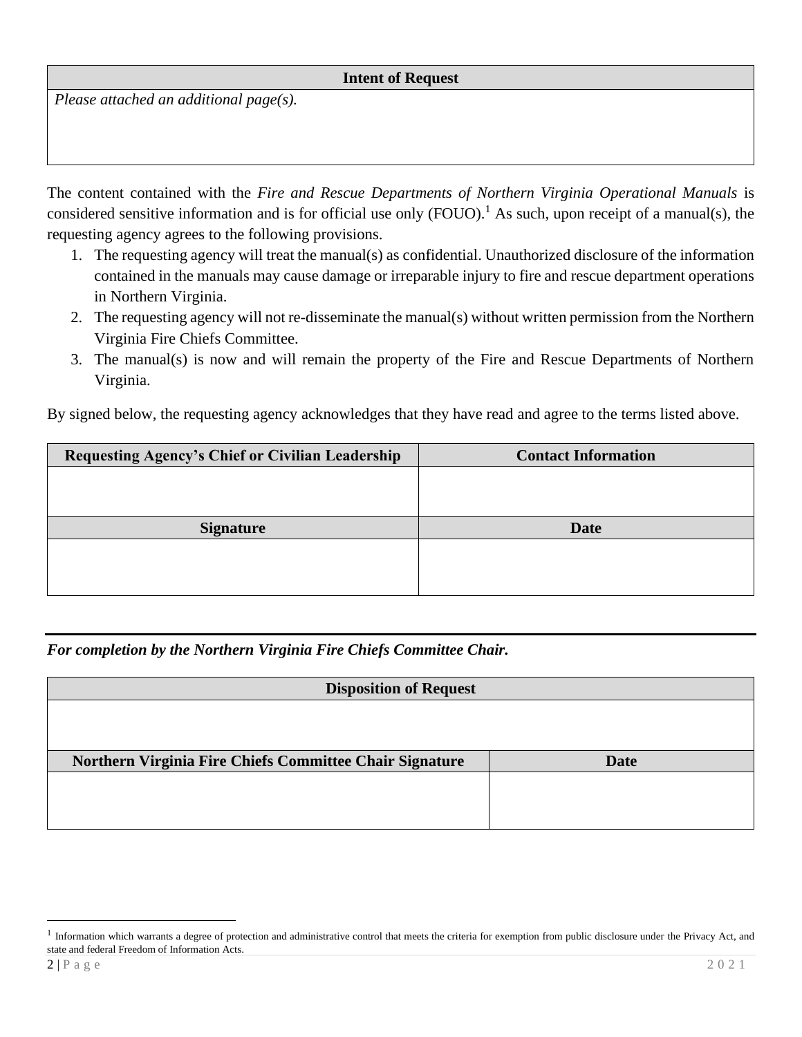| Intent of Request |
| --- |
| *Please attached an additional page(s).* |

The content contained with the *Fire and Rescue Departments of Northern Virginia Operational Manuals* is considered sensitive information and is for official use only (FOUO).[1] As such, upon receipt of a manual(s), the requesting agency agrees to the following provisions.

1. The requesting agency will treat the manual(s) as confidential. Unauthorized disclosure of the information contained in the manuals may cause damage or irreparable injury to fire and rescue department operations in Northern Virginia.
2. The requesting agency will not re-disseminate the manual(s) without written permission from the Northern Virginia Fire Chiefs Committee.
3. The manual(s) is now and will remain the property of the Fire and Rescue Departments of Northern Virginia.

By signed below, the requesting agency acknowledges that they have read and agree to the terms listed above.

| Requesting Agency's Chief or Civilian Leadership | Contact Information |
| --- | --- |
| | |
| **Signature** | **Date** |
| | |

***For completion by the Northern Virginia Fire Chiefs Committee Chair.***

| Disposition of Request | |
| --- | --- |
| | |
| **Northern Virginia Fire Chiefs Committee Chair Signature** | **Date** |
| | |

[1] Information which warrants a degree of protection and administrative control that meets the criteria for exemption from public disclosure under the Privacy Act, and state and federal Freedom of Information Acts.